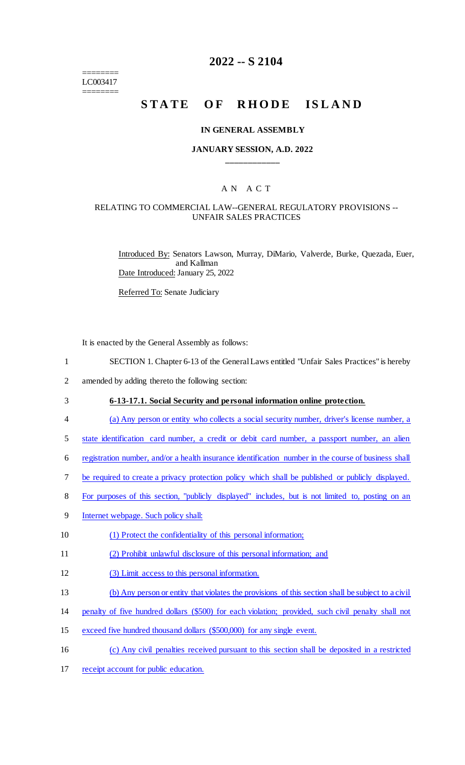========
LC003417
========

# 2022 -- S 2104

# STATE OF RHODE ISLAND

## IN GENERAL ASSEMBLY

### JANUARY SESSION, A.D. 2022

---

## A N A C T

### RELATING TO COMMERCIAL LAW--GENERAL REGULATORY PROVISIONS -- UNFAIR SALES PRACTICES

Introduced By: Senators Lawson, Murray, DiMario, Valverde, Burke, Quezada, Euer, and Kallman

Date Introduced: January 25, 2022

Referred To: Senate Judiciary

It is enacted by the General Assembly as follows:

1 SECTION 1. Chapter 6-13 of the General Laws entitled "Unfair Sales Practices" is hereby
2 amended by adding thereto the following section:

3 **6-13-17.1. Social Security and personal information online protection.**

4 (a) Any person or entity who collects a social security number, driver's license number, a
5 state identification card number, a credit or debit card number, a passport number, an alien
6 registration number, and/or a health insurance identification number in the course of business shall
7 be required to create a privacy protection policy which shall be published or publicly displayed.
8 For purposes of this section, "publicly displayed" includes, but is not limited to, posting on an
9 Internet webpage. Such policy shall:

10 (1) Protect the confidentiality of this personal information;

11 (2) Prohibit unlawful disclosure of this personal information; and

12 (3) Limit access to this personal information.

13 (b) Any person or entity that violates the provisions of this section shall be subject to a civil
14 penalty of five hundred dollars ($500) for each violation; provided, such civil penalty shall not
15 exceed five hundred thousand dollars ($500,000) for any single event.

16 (c) Any civil penalties received pursuant to this section shall be deposited in a restricted
17 receipt account for public education.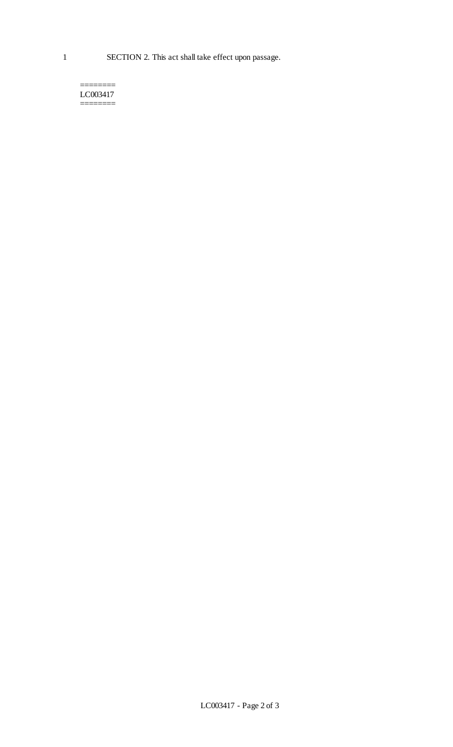1 SECTION 2. This act shall take effect upon passage.

========
LC003417
========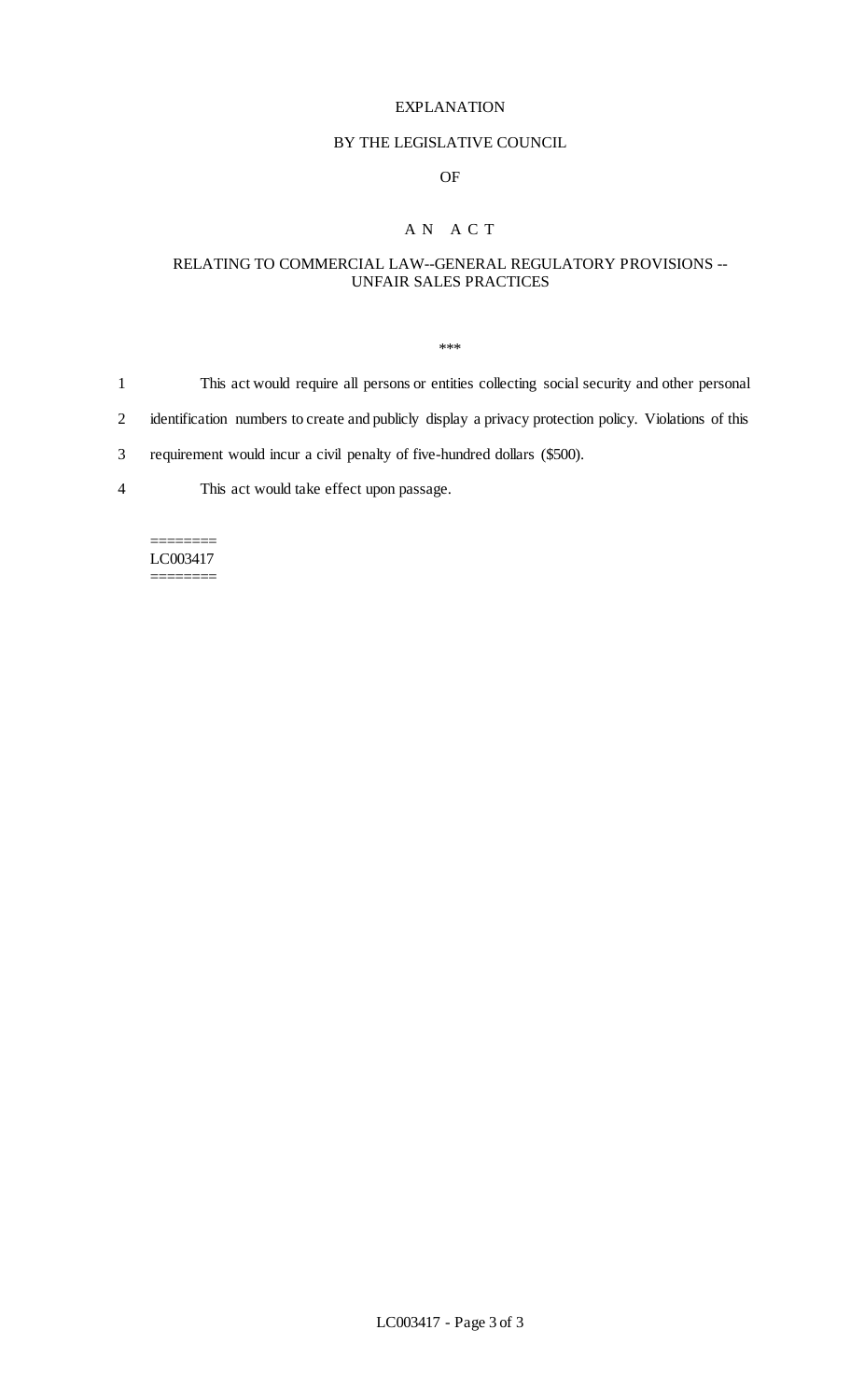# EXPLANATION

## BY THE LEGISLATIVE COUNCIL

## OF

## A N A C T

## RELATING TO COMMERCIAL LAW--GENERAL REGULATORY PROVISIONS -- UNFAIR SALES PRACTICES

\*\*\*

1 This act would require all persons or entities collecting social security and other personal

2 identification numbers to create and publicly display a privacy protection policy. Violations of this

3 requirement would incur a civil penalty of five-hundred dollars ($500).

4 This act would take effect upon passage.

========
LC003417
========